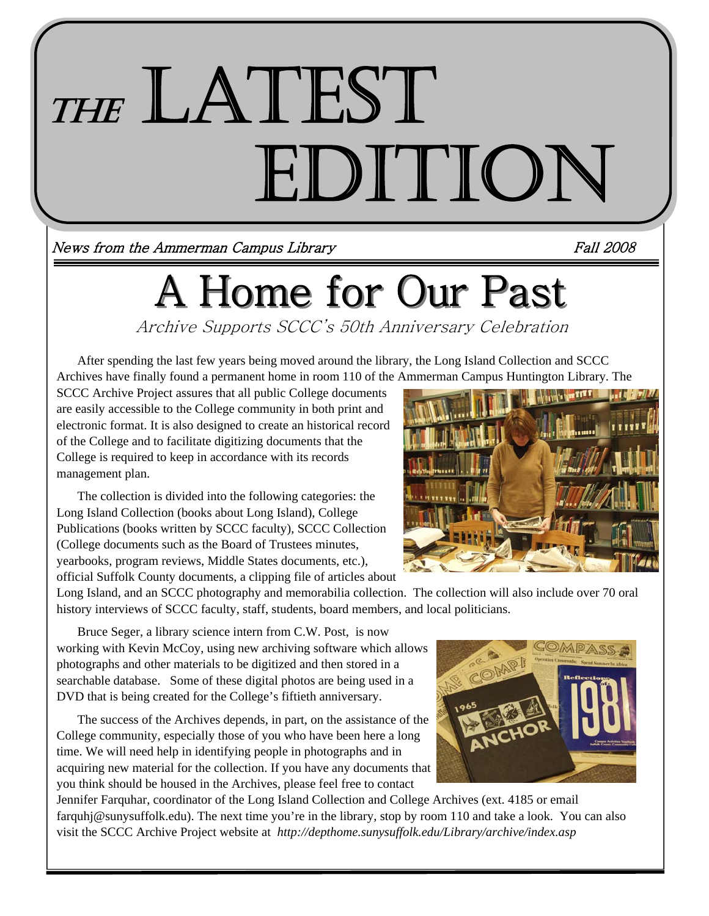# THE LATEST EDITION

*News from the Ammerman Campus Library* *Fall 2008*

## A Home for Our Past

*Archive Supports SCCC's 50th Anniversary Celebration*

After spending the last few years being moved around the library, the Long Island Collection and SCCC Archives have finally found a permanent home in room 110 of the Ammerman Campus Huntington Library. The SCCC Archive Project assures that all public College documents are easily accessible to the College community in both print and electronic format. It is also designed to create an historical record of the College and to facilitate digitizing documents that the College is required to keep in accordance with its records management plan.

The collection is divided into the following categories: the Long Island Collection (books about Long Island), College Publications (books written by SCCC faculty), SCCC Collection (College documents such as the Board of Trustees minutes, yearbooks, program reviews, Middle States documents, etc.), official Suffolk County documents, a clipping file of articles about Long Island, and an SCCC photography and memorabilia collection. The collection will also include over 70 oral history interviews of SCCC faculty, staff, students, board members, and local politicians.

Bruce Seger, a library science intern from C.W. Post, is now working with Kevin McCoy, using new archiving software which allows photographs and other materials to be digitized and then stored in a searchable database. Some of these digital photos are being used in a DVD that is being created for the College's fiftieth anniversary.

The success of the Archives depends, in part, on the assistance of the College community, especially those of you who have been here a long time. We will need help in identifying people in photographs and in acquiring new material for the collection. If you have any documents that you think should be housed in the Archives, please feel free to contact Jennifer Farquhar, coordinator of the Long Island Collection and College Archives (ext. 4185 or email farquhj@sunysuffolk.edu). The next time you're in the library, stop by room 110 and take a look. You can also visit the SCCC Archive Project website at *http://depthome.sunysuffolk.edu/Library/archive/index.asp*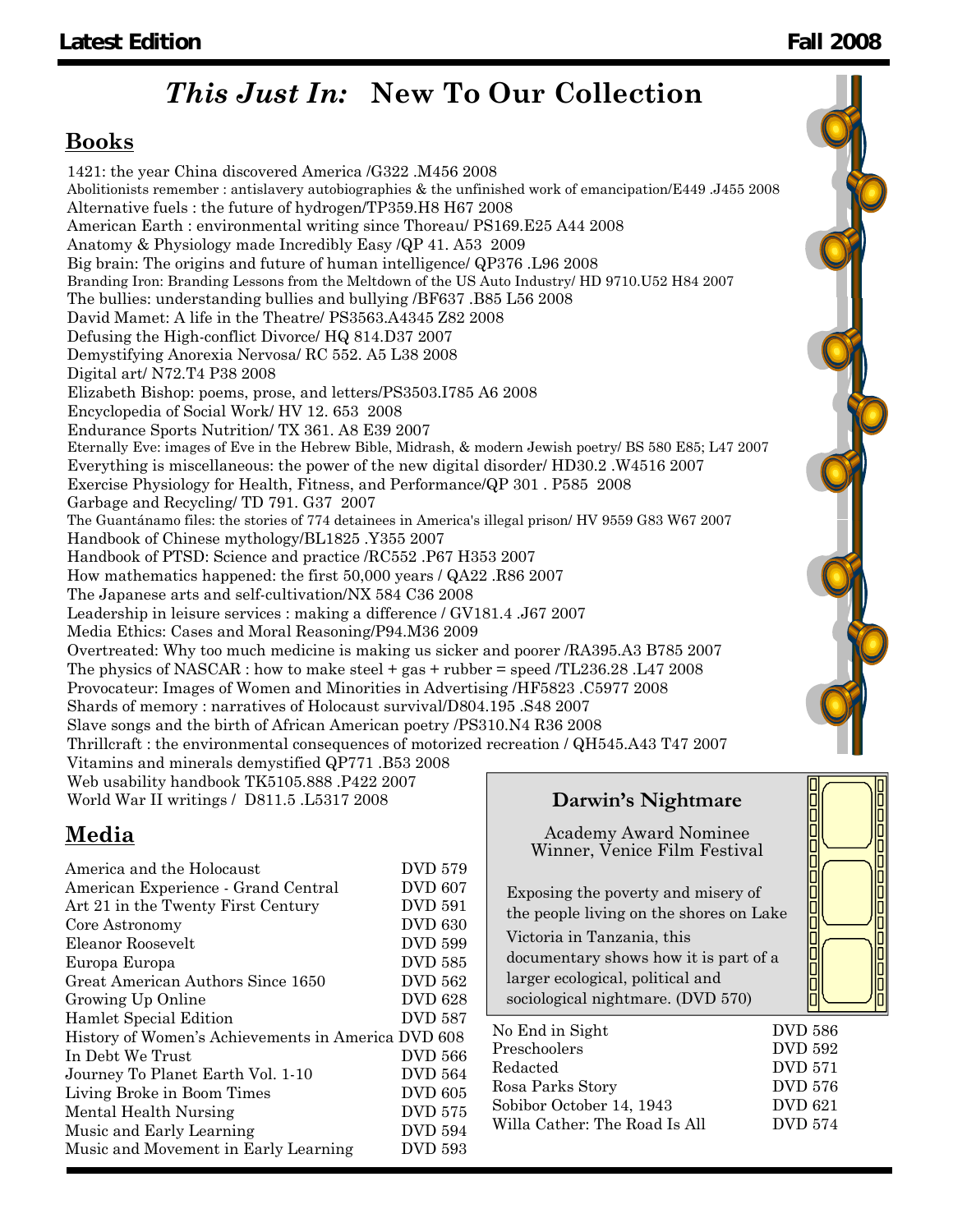# *This Just In:* New To Our Collection

## Books

1421: the year China discovered America /G322 .M456 2008
Abolitionists remember : antislavery autobiographies & the unfinished work of emancipation/E449 .J455 2008
Alternative fuels : the future of hydrogen/TP359.H8 H67 2008
American Earth : environmental writing since Thoreau/ PS169.E25 A44 2008
Anatomy & Physiology made Incredibly Easy /QP 41. A53 2009
Big brain: The origins and future of human intelligence/ QP376 .L96 2008
Branding Iron: Branding Lessons from the Meltdown of the US Auto Industry/ HD 9710.U52 H84 2007
The bullies: understanding bullies and bullying /BF637 .B85 L56 2008
David Mamet: A life in the Theatre/ PS3563.A4345 Z82 2008
Defusing the High-conflict Divorce/ HQ 814.D37 2007
Demystifying Anorexia Nervosa/ RC 552. A5 L38 2008
Digital art/ N72.T4 P38 2008
Elizabeth Bishop: poems, prose, and letters/PS3503.I785 A6 2008
Encyclopedia of Social Work/ HV 12. 653 2008
Endurance Sports Nutrition/ TX 361. A8 E39 2007
Eternally Eve: images of Eve in the Hebrew Bible, Midrash, & modern Jewish poetry/ BS 580 E85; L47 2007
Everything is miscellaneous: the power of the new digital disorder/ HD30.2 .W4516 2007
Exercise Physiology for Health, Fitness, and Performance/QP 301 . P585 2008
Garbage and Recycling/ TD 791. G37 2007
The Guantánamo files: the stories of 774 detainees in America's illegal prison/ HV 9559 G83 W67 2007
Handbook of Chinese mythology/BL1825 .Y355 2007
Handbook of PTSD: Science and practice /RC552 .P67 H353 2007
How mathematics happened: the first 50,000 years / QA22 .R86 2007
The Japanese arts and self-cultivation/NX 584 C36 2008
Leadership in leisure services : making a difference / GV181.4 .J67 2007
Media Ethics: Cases and Moral Reasoning/P94.M36 2009
Overtreated: Why too much medicine is making us sicker and poorer /RA395.A3 B785 2007
The physics of NASCAR : how to make steel + gas + rubber = speed /TL236.28 .L47 2008
Provocateur: Images of Women and Minorities in Advertising /HF5823 .C5977 2008
Shards of memory : narratives of Holocaust survival/D804.195 .S48 2007
Slave songs and the birth of African American poetry /PS310.N4 R36 2008
Thrillcraft : the environmental consequences of motorized recreation / QH545.A43 T47 2007
Vitamins and minerals demystified QP771 .B53 2008
Web usability handbook TK5105.888 .P422 2007
World War II writings / D811.5 .L5317 2008

## Media

| Title | DVD |
|---|---|
| America and the Holocaust | DVD 579 |
| American Experience - Grand Central | DVD 607 |
| Art 21 in the Twenty First Century | DVD 591 |
| Core Astronomy | DVD 630 |
| Eleanor Roosevelt | DVD 599 |
| Europa Europa | DVD 585 |
| Great American Authors Since 1650 | DVD 562 |
| Growing Up Online | DVD 628 |
| Hamlet Special Edition | DVD 587 |
| History of Women's Achievements in America | DVD 608 |
| In Debt We Trust | DVD 566 |
| Journey To Planet Earth Vol. 1-10 | DVD 564 |
| Living Broke in Boom Times | DVD 605 |
| Mental Health Nursing | DVD 575 |
| Music and Early Learning | DVD 594 |
| Music and Movement in Early Learning | DVD 593 |
| No End in Sight | DVD 586 |
| Preschoolers | DVD 592 |
| Redacted | DVD 571 |
| Rosa Parks Story | DVD 576 |
| Sobibor October 14, 1943 | DVD 621 |
| Willa Cather: The Road Is All | DVD 574 |

### Darwin's Nightmare

Academy Award Nominee
Winner, Venice Film Festival

Exposing the poverty and misery of the people living on the shores on Lake Victoria in Tanzania, this documentary shows how it is part of a larger ecological, political and sociological nightmare. (DVD 570)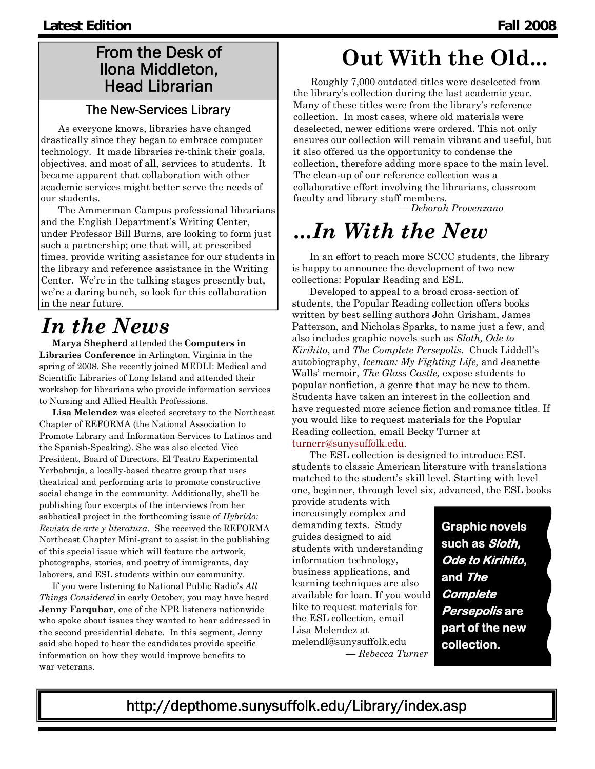## From the Desk of Ilona Middleton, Head Librarian

### The New-Services Library

As everyone knows, libraries have changed drastically since they began to embrace computer technology. It made libraries re-think their goals, objectives, and most of all, services to students. It became apparent that collaboration with other academic services might better serve the needs of our students.

The Ammerman Campus professional librarians and the English Department's Writing Center, under Professor Bill Burns, are looking to form just such a partnership; one that will, at prescribed times, provide writing assistance for our students in the library and reference assistance in the Writing Center. We're in the talking stages presently but, we're a daring bunch, so look for this collaboration in the near future.

# *In the News*

**Marya Shepherd** attended the **Computers in Libraries Conference** in Arlington, Virginia in the spring of 2008. She recently joined MEDLI: Medical and Scientific Libraries of Long Island and attended their workshop for librarians who provide information services to Nursing and Allied Health Professions.

**Lisa Melendez** was elected secretary to the Northeast Chapter of REFORMA (the National Association to Promote Library and Information Services to Latinos and the Spanish-Speaking). She was also elected Vice President, Board of Directors, El Teatro Experimental Yerbabruja, a locally-based theatre group that uses theatrical and performing arts to promote constructive social change in the community. Additionally, she'll be publishing four excerpts of the interviews from her sabbatical project in the forthcoming issue of *Hybrido: Revista de arte y literatura.* She received the REFORMA Northeast Chapter Mini-grant to assist in the publishing of this special issue which will feature the artwork, photographs, stories, and poetry of immigrants, day laborers, and ESL students within our community.

If you were listening to National Public Radio's *All Things Considered* in early October, you may have heard **Jenny Farquhar**, one of the NPR listeners nationwide who spoke about issues they wanted to hear addressed in the second presidential debate. In this segment, Jenny said she hoped to hear the candidates provide specific information on how they would improve benefits to war veterans.

# Out With the Old...

Roughly 7,000 outdated titles were deselected from the library's collection during the last academic year. Many of these titles were from the library's reference collection. In most cases, where old materials were deselected, newer editions were ordered. This not only ensures our collection will remain vibrant and useful, but it also offered us the opportunity to condense the collection, therefore adding more space to the main level. The clean-up of our reference collection was a collaborative effort involving the librarians, classroom faculty and library staff members.

— *Deborah Provenzano*

# *...In With the New*

In an effort to reach more SCCC students, the library is happy to announce the development of two new collections: Popular Reading and ESL.

Developed to appeal to a broad cross-section of students, the Popular Reading collection offers books written by best selling authors John Grisham, James Patterson, and Nicholas Sparks, to name just a few, and also includes graphic novels such as *Sloth, Ode to Kirihito*, and *The Complete Persepolis*. Chuck Liddell's autobiography, *Iceman: My Fighting Life,* and Jeanette Walls' memoir, *The Glass Castle,* expose students to popular nonfiction, a genre that may be new to them. Students have taken an interest in the collection and have requested more science fiction and romance titles. If you would like to request materials for the Popular Reading collection, email Becky Turner at turnerr@sunysuffolk.edu.

The ESL collection is designed to introduce ESL students to classic American literature with translations matched to the student's skill level. Starting with level one, beginner, through level six, advanced, the ESL books provide students with increasingly complex and demanding texts. Study guides designed to aid students with understanding information technology, business applications, and learning techniques are also available for loan. If you would like to request materials for the ESL collection, email Lisa Melendez at melendl@sunysuffolk.edu

— *Rebecca Turner*

**Graphic novels such as *Sloth, Ode to Kirihito*, and *The Complete Persepolis* are part of the new collection.**

http://depthome.sunysuffolk.edu/Library/index.asp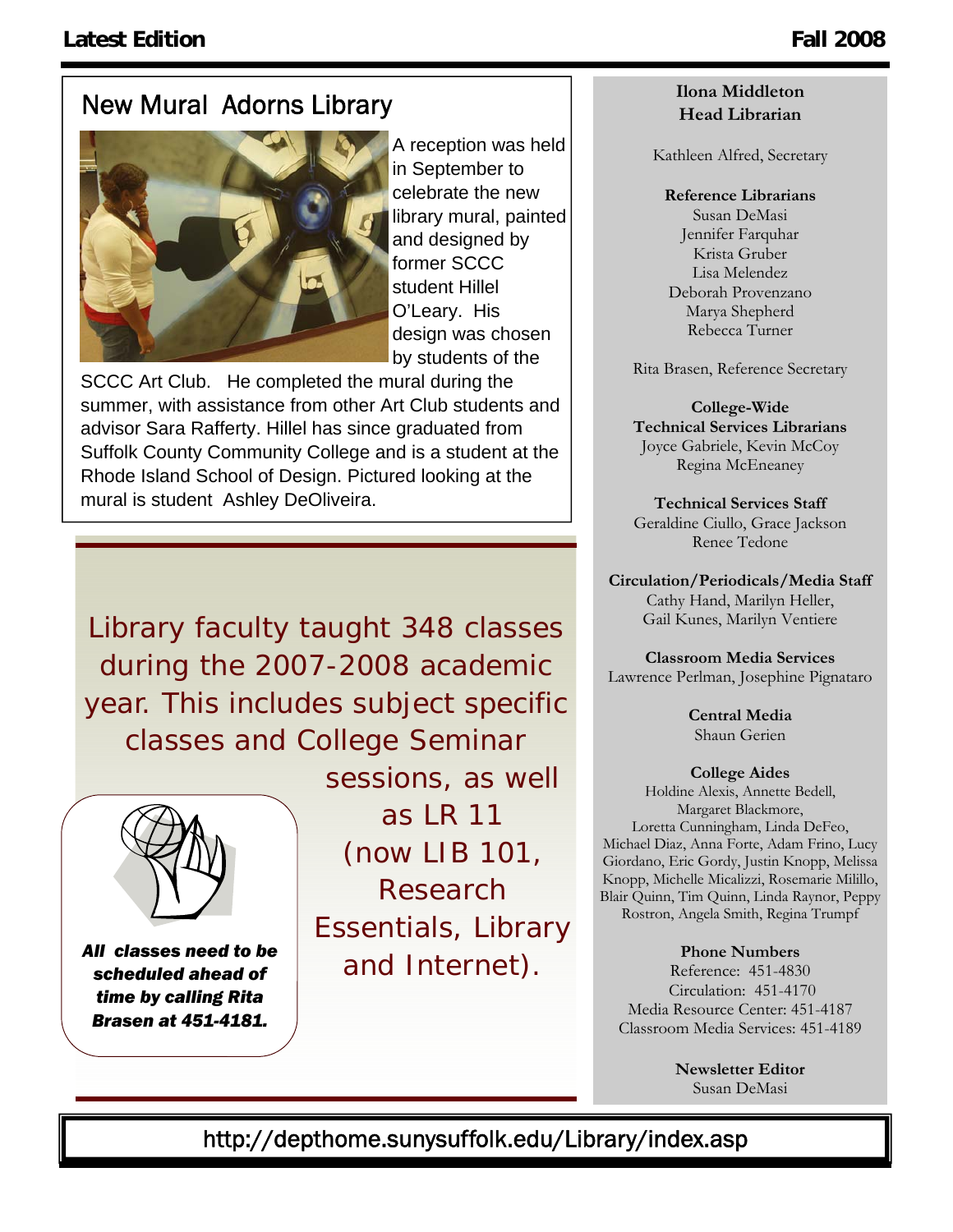## New Mural Adorns Library

A reception was held in September to celebrate the new library mural, painted and designed by former SCCC student Hillel O'Leary. His design was chosen by students of the SCCC Art Club. He completed the mural during the summer, with assistance from other Art Club students and advisor Sara Rafferty. Hillel has since graduated from Suffolk County Community College and is a student at the Rhode Island School of Design. Pictured looking at the mural is student Ashley DeOliveira.

Library faculty taught 348 classes during the 2007-2008 academic year. This includes subject specific classes and College Seminar sessions, as well as LR 11 (now LIB 101, Research Essentials, Library and Internet).

***All classes need to be scheduled ahead of time by calling Rita Brasen at 451-4181.***

**Ilona Middleton**
**Head Librarian**

Kathleen Alfred, Secretary

**Reference Librarians**
Susan DeMasi
Jennifer Farquhar
Krista Gruber
Lisa Melendez
Deborah Provenzano
Marya Shepherd
Rebecca Turner

Rita Brasen, Reference Secretary

**College-Wide Technical Services Librarians**
Joyce Gabriele, Kevin McCoy
Regina McEneaney

**Technical Services Staff**
Geraldine Ciullo, Grace Jackson
Renee Tedone

**Circulation/Periodicals/Media Staff**
Cathy Hand, Marilyn Heller,
Gail Kunes, Marilyn Ventiere

**Classroom Media Services**
Lawrence Perlman, Josephine Pignataro

**Central Media**
Shaun Gerien

**College Aides**
Holdine Alexis, Annette Bedell, Margaret Blackmore, Loretta Cunningham, Linda DeFeo, Michael Diaz, Anna Forte, Adam Frino, Lucy Giordano, Eric Gordy, Justin Knopp, Melissa Knopp, Michelle Micalizzi, Rosemarie Milillo, Blair Quinn, Tim Quinn, Linda Raynor, Peppy Rostron, Angela Smith, Regina Trumpf

**Phone Numbers**
Reference: 451-4830
Circulation: 451-4170
Media Resource Center: 451-4187
Classroom Media Services: 451-4189

**Newsletter Editor**
Susan DeMasi

http://depthome.sunysuffolk.edu/Library/index.asp